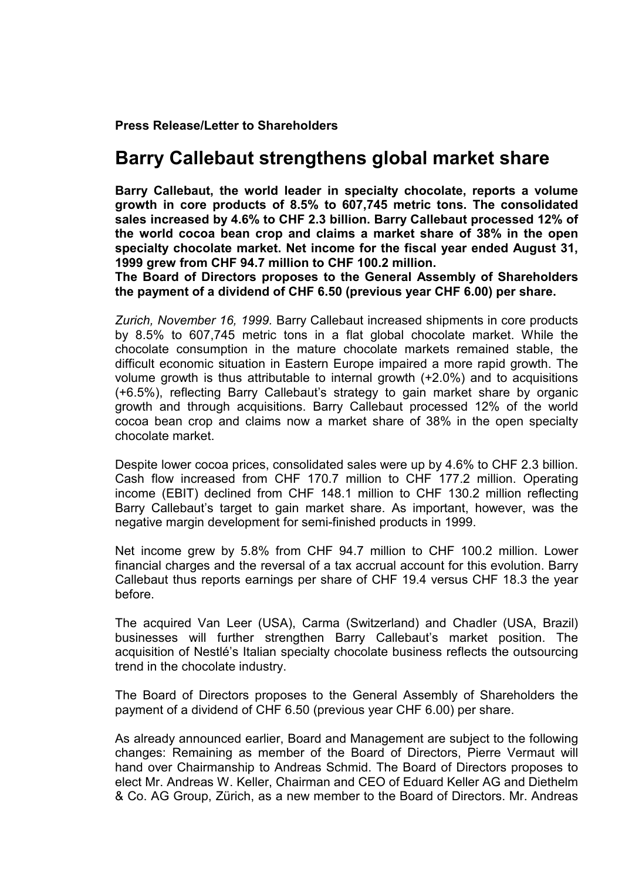**Press Release/Letter to Shareholders**

# Barry Callebaut strengthens global market share

**Barry Callebaut, the world leader in specialty chocolate, reports a volume growth in core products of 8.5% to 607,745 metric tons. The consolidated sales increased by 4.6% to CHF 2.3 billion. Barry Callebaut processed 12% of the world cocoa bean crop and claims a market share of 38% in the open specialty chocolate market. Net income for the fiscal year ended August 31, 1999 grew from CHF 94.7 million to CHF 100.2 million.**
**The Board of Directors proposes to the General Assembly of Shareholders the payment of a dividend of CHF 6.50 (previous year CHF 6.00) per share.**

*Zurich, November 16, 1999.* Barry Callebaut increased shipments in core products by 8.5% to 607,745 metric tons in a flat global chocolate market. While the chocolate consumption in the mature chocolate markets remained stable, the difficult economic situation in Eastern Europe impaired a more rapid growth. The volume growth is thus attributable to internal growth (+2.0%) and to acquisitions (+6.5%), reflecting Barry Callebaut's strategy to gain market share by organic growth and through acquisitions. Barry Callebaut processed 12% of the world cocoa bean crop and claims now a market share of 38% in the open specialty chocolate market.

Despite lower cocoa prices, consolidated sales were up by 4.6% to CHF 2.3 billion. Cash flow increased from CHF 170.7 million to CHF 177.2 million. Operating income (EBIT) declined from CHF 148.1 million to CHF 130.2 million reflecting Barry Callebaut's target to gain market share. As important, however, was the negative margin development for semi-finished products in 1999.

Net income grew by 5.8% from CHF 94.7 million to CHF 100.2 million. Lower financial charges and the reversal of a tax accrual account for this evolution. Barry Callebaut thus reports earnings per share of CHF 19.4 versus CHF 18.3 the year before.

The acquired Van Leer (USA), Carma (Switzerland) and Chadler (USA, Brazil) businesses will further strengthen Barry Callebaut's market position. The acquisition of Nestlé's Italian specialty chocolate business reflects the outsourcing trend in the chocolate industry.

The Board of Directors proposes to the General Assembly of Shareholders the payment of a dividend of CHF 6.50 (previous year CHF 6.00) per share.

As already announced earlier, Board and Management are subject to the following changes: Remaining as member of the Board of Directors, Pierre Vermaut will hand over Chairmanship to Andreas Schmid. The Board of Directors proposes to elect Mr. Andreas W. Keller, Chairman and CEO of Eduard Keller AG and Diethelm & Co. AG Group, Zürich, as a new member to the Board of Directors. Mr. Andreas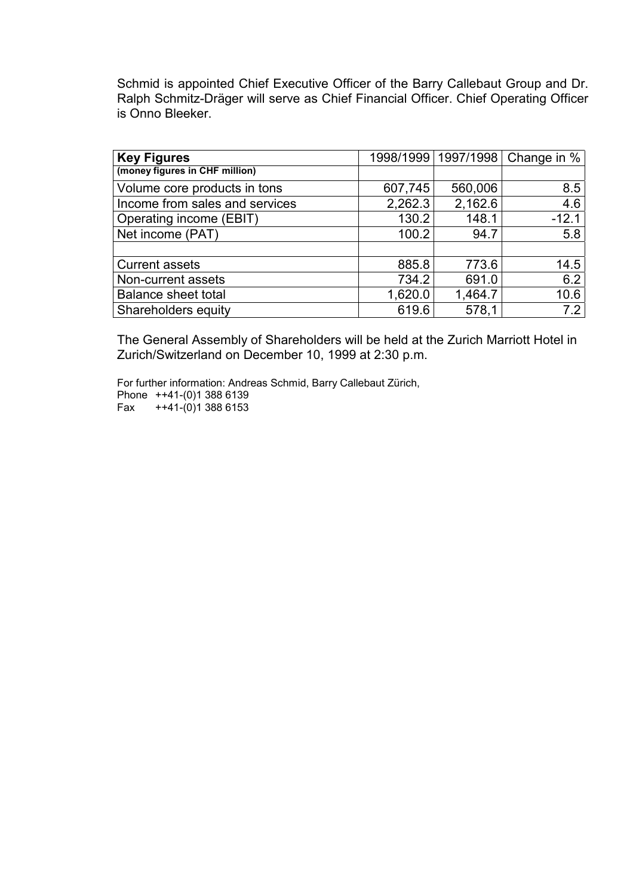Schmid is appointed Chief Executive Officer of the Barry Callebaut Group and Dr. Ralph Schmitz-Dräger will serve as Chief Financial Officer. Chief Operating Officer is Onno Bleeker.

| **Key Figures** | 1998/1999 | 1997/1998 | Change in % |
|---|---|---|---|
| **(money figures in CHF million)** | | | |
| Volume core products in tons | 607,745 | 560,006 | 8.5 |
| Income from sales and services | 2,262.3 | 2,162.6 | 4.6 |
| Operating income (EBIT) | 130.2 | 148.1 | -12.1 |
| Net income (PAT) | 100.2 | 94.7 | 5.8 |
| | | | |
| Current assets | 885.8 | 773.6 | 14.5 |
| Non-current assets | 734.2 | 691.0 | 6.2 |
| Balance sheet total | 1,620.0 | 1,464.7 | 10.6 |
| Shareholders equity | 619.6 | 578,1 | 7.2 |

The General Assembly of Shareholders will be held at the Zurich Marriott Hotel in Zurich/Switzerland on December 10, 1999 at 2:30 p.m.

For further information: Andreas Schmid, Barry Callebaut Zürich,
Phone ++41-(0)1 388 6139
Fax ++41-(0)1 388 6153